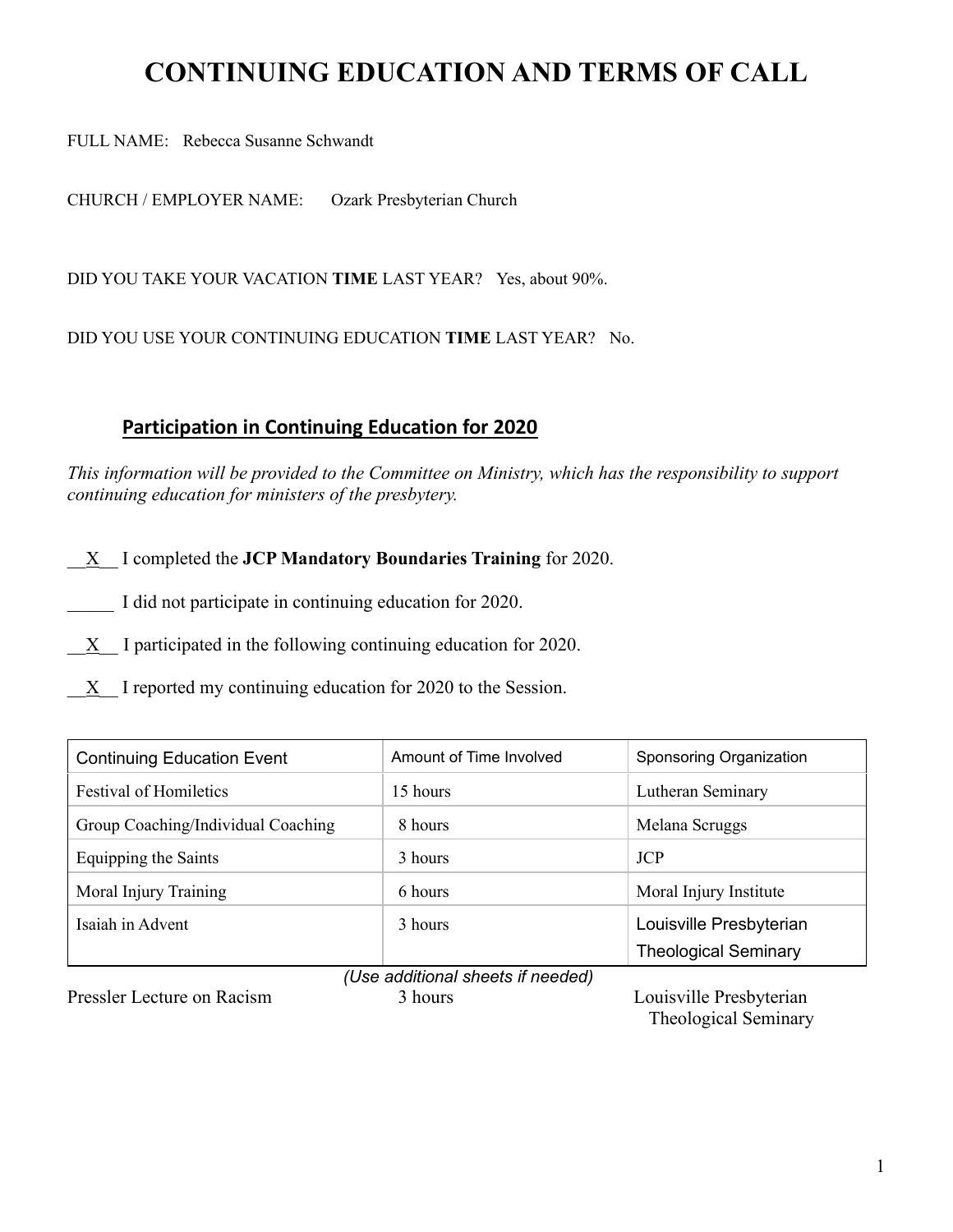# CONTINUING EDUCATION AND TERMS OF CALL

FULL NAME: Rebecca Susanne Schwandt

CHURCH / EMPLOYER NAME: Ozark Presbyterian Church

DID YOU TAKE YOUR VACATION **TIME** LAST YEAR? Yes, about 90%.

DID YOU USE YOUR CONTINUING EDUCATION **TIME** LAST YEAR? No.

## Participation in Continuing Education for 2020

*This information will be provided to the Committee on Ministry, which has the responsibility to support continuing education for ministers of the presbytery.*

\_\_X\_\_ I completed the **JCP Mandatory Boundaries Training** for 2020.

\_\_\_\_\_ I did not participate in continuing education for 2020.

\_\_X\_\_ I participated in the following continuing education for 2020.

\_\_X\_\_ I reported my continuing education for 2020 to the Session.

| Continuing Education Event | Amount of Time Involved | Sponsoring Organization |
|---|---|---|
| Festival of Homiletics | 15 hours | Lutheran Seminary |
| Group Coaching/Individual Coaching | 8 hours | Melana Scruggs |
| Equipping the Saints | 3 hours | JCP |
| Moral Injury Training | 6 hours | Moral Injury Institute |
| Isaiah in Advent | 3 hours | Louisville Presbyterian Theological Seminary |
| Pressler Lecture on Racism | 3 hours | Louisville Presbyterian Theological Seminary |

*(Use additional sheets if needed)*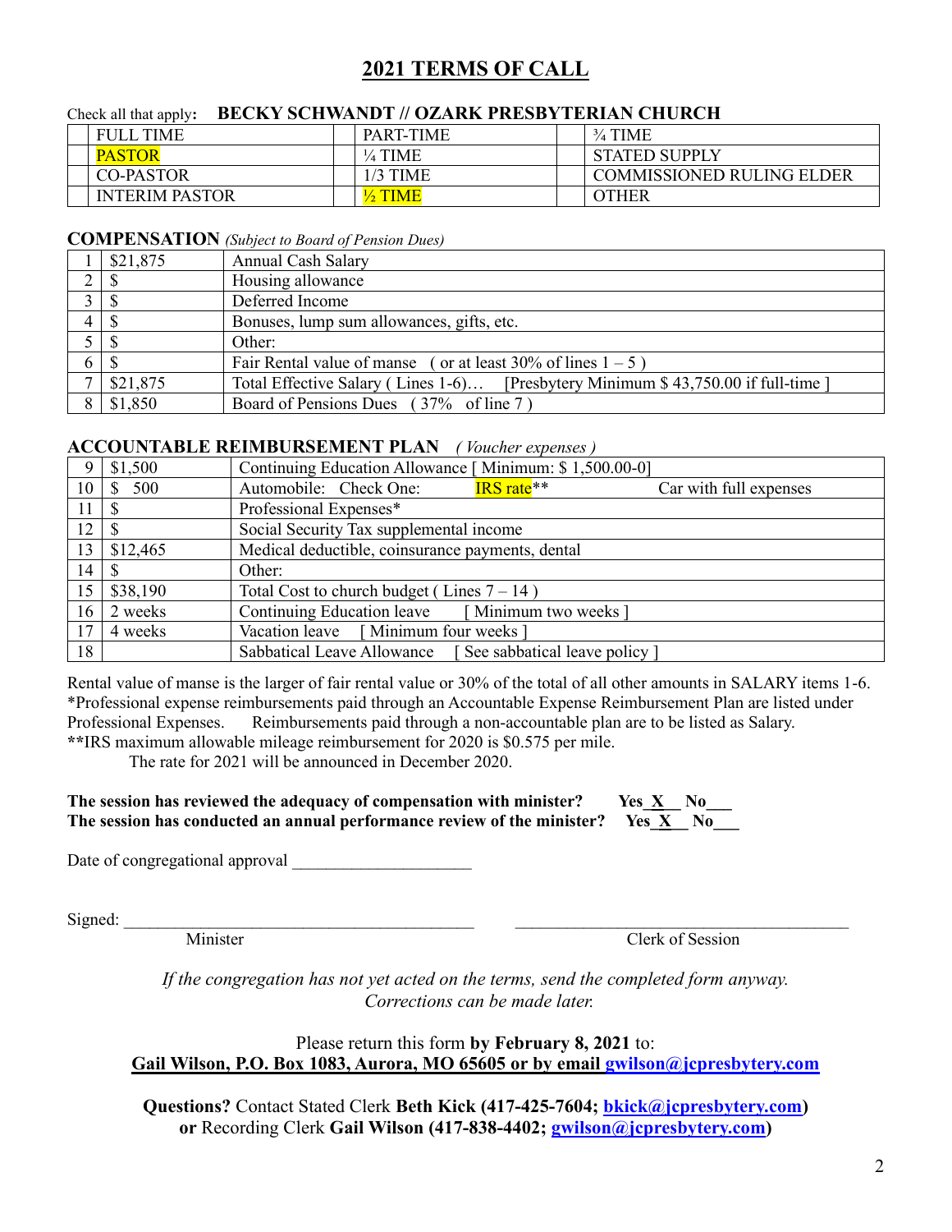# 2021 TERMS OF CALL

Check all that apply: **BECKY SCHWANDT // OZARK PRESBYTERIAN CHURCH**

| | | | | | |
|---|---|---|---|---|---|
| | FULL TIME | | PART-TIME | | ¾ TIME |
| | PASTOR | | ¼ TIME | | STATED SUPPLY |
| | CO-PASTOR | | 1/3 TIME | | COMMISSIONED RULING ELDER |
| | INTERIM PASTOR | | ½ TIME | | OTHER |

**COMPENSATION** *(Subject to Board of Pension Dues)*

| | | |
|---|---|---|
| 1 | $21,875 | Annual Cash Salary |
| 2 | $ | Housing allowance |
| 3 | $ | Deferred Income |
| 4 | $ | Bonuses, lump sum allowances, gifts, etc. |
| 5 | $ | Other: |
| 6 | $ | Fair Rental value of manse ( or at least 30% of lines 1 – 5 ) |
| 7 | $21,875 | Total Effective Salary ( Lines 1-6)… [Presbytery Minimum $ 43,750.00 if full-time ] |
| 8 | $1,850 | Board of Pensions Dues ( 37% of line 7 ) |

**ACCOUNTABLE REIMBURSEMENT PLAN** *( Voucher expenses )*

| | | |
|---|---|---|
| 9 | $1,500 | Continuing Education Allowance [ Minimum: $ 1,500.00-0] |
| 10 | $ 500 | Automobile: Check One: IRS rate** Car with full expenses |
| 11 | $ | Professional Expenses* |
| 12 | $ | Social Security Tax supplemental income |
| 13 | $12,465 | Medical deductible, coinsurance payments, dental |
| 14 | $ | Other: |
| 15 | $38,190 | Total Cost to church budget ( Lines 7 – 14 ) |
| 16 | 2 weeks | Continuing Education leave [ Minimum two weeks ] |
| 17 | 4 weeks | Vacation leave [ Minimum four weeks ] |
| 18 | | Sabbatical Leave Allowance [ See sabbatical leave policy ] |

Rental value of manse is the larger of fair rental value or 30% of the total of all other amounts in SALARY items 1-6.
*Professional expense reimbursements paid through an Accountable Expense Reimbursement Plan are listed under Professional Expenses. Reimbursements paid through a non-accountable plan are to be listed as Salary.
**IRS maximum allowable mileage reimbursement for 2020 is $0.575 per mile.
The rate for 2021 will be announced in December 2020.

**The session has reviewed the adequacy of compensation with minister? Yes_X__ No___**
**The session has conducted an annual performance review of the minister? Yes_X__ No___**

Date of congregational approval ____________________

Signed: ________________________________________ ________________________________________
Minister Clerk of Session

*If the congregation has not yet acted on the terms, send the completed form anyway.*
*Corrections can be made later.*

Please return this form **by February 8, 2021** to:
**Gail Wilson, P.O. Box 1083, Aurora, MO 65605 or by email gwilson@jcpresbytery.com**

**Questions?** Contact Stated Clerk **Beth Kick (417-425-7604; bkick@jcpresbytery.com)**
**or** Recording Clerk **Gail Wilson (417-838-4402; gwilson@jcpresbytery.com)**